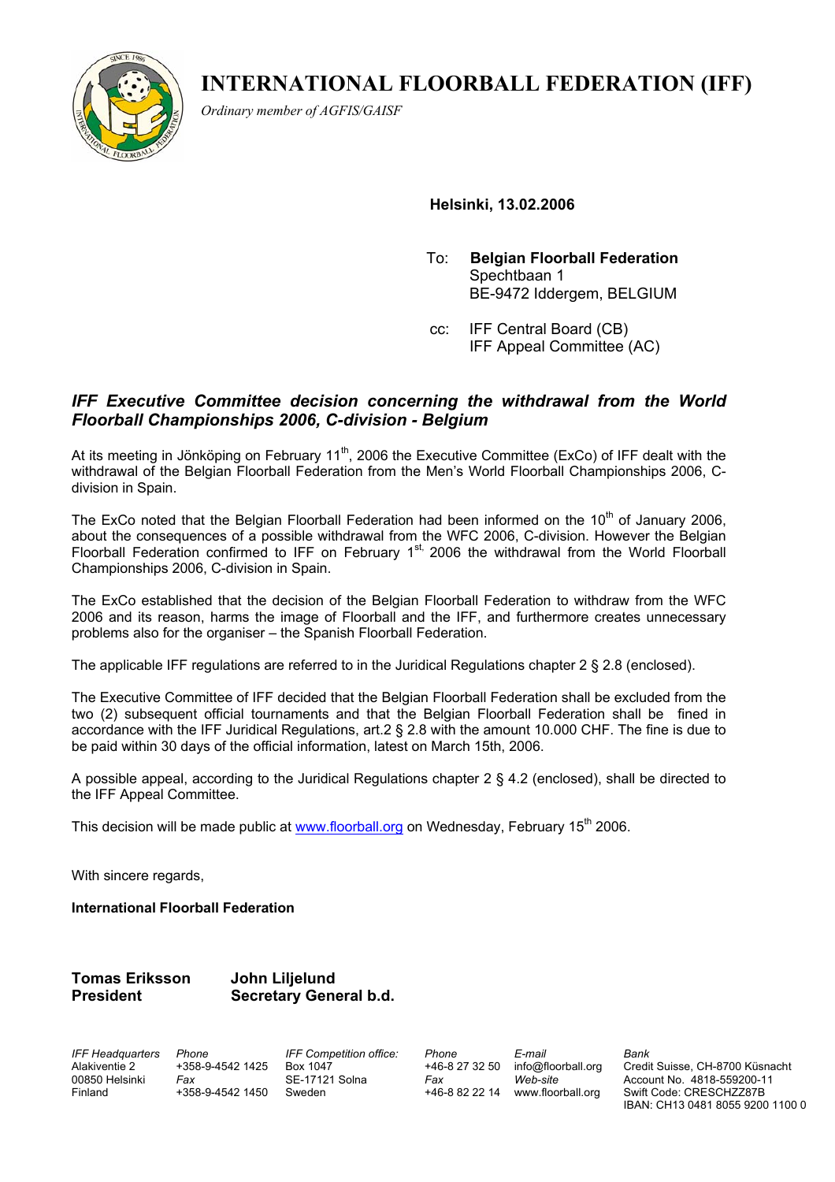# INTERNATIONAL FLOORBALL FEDERATION (IFF)

*Ordinary member of AGFIS/GAISF*

**Helsinki, 13.02.2006**

To: **Belgian Floorball Federation**
Spechtbaan 1
BE-9472 Iddergem, BELGIUM

cc: IFF Central Board (CB)
IFF Appeal Committee (AC)

## *IFF Executive Committee decision concerning the withdrawal from the World Floorball Championships 2006, C-division - Belgium*

At its meeting in Jönköping on February 11th, 2006 the Executive Committee (ExCo) of IFF dealt with the withdrawal of the Belgian Floorball Federation from the Men's World Floorball Championships 2006, C-division in Spain.

The ExCo noted that the Belgian Floorball Federation had been informed on the 10th of January 2006, about the consequences of a possible withdrawal from the WFC 2006, C-division. However the Belgian Floorball Federation confirmed to IFF on February 1st, 2006 the withdrawal from the World Floorball Championships 2006, C-division in Spain.

The ExCo established that the decision of the Belgian Floorball Federation to withdraw from the WFC 2006 and its reason, harms the image of Floorball and the IFF, and furthermore creates unnecessary problems also for the organiser – the Spanish Floorball Federation.

The applicable IFF regulations are referred to in the Juridical Regulations chapter 2 § 2.8 (enclosed).

The Executive Committee of IFF decided that the Belgian Floorball Federation shall be excluded from the two (2) subsequent official tournaments and that the Belgian Floorball Federation shall be fined in accordance with the IFF Juridical Regulations, art.2 § 2.8 with the amount 10.000 CHF. The fine is due to be paid within 30 days of the official information, latest on March 15th, 2006.

A possible appeal, according to the Juridical Regulations chapter 2 § 4.2 (enclosed), shall be directed to the IFF Appeal Committee.

This decision will be made public at www.floorball.org on Wednesday, February 15th 2006.

With sincere regards,

**International Floorball Federation**

**Tomas Eriksson** — **President**

**John Liljelund** — **Secretary General b.d.**

| *IFF Headquarters* | *Phone* | *IFF Competition office:* | *Phone* | *E-mail* | *Bank* |
|---|---|---|---|---|---|
| Alakiventie 2 | +358-9-4542 1425 | Box 1047 | +46-8 27 32 50 | info@floorball.org | Credit Suisse, CH-8700 Küsnacht |
| 00850 Helsinki | *Fax* | SE-17121 Solna | *Fax* | *Web-site* | Account No. 4818-559200-11 |
| Finland | +358-9-4542 1450 | Sweden | +46-8 82 22 14 | www.floorball.org | Swift Code: CRESCHZZ87B |
| | | | | | IBAN: CH13 0481 8055 9200 1100 0 |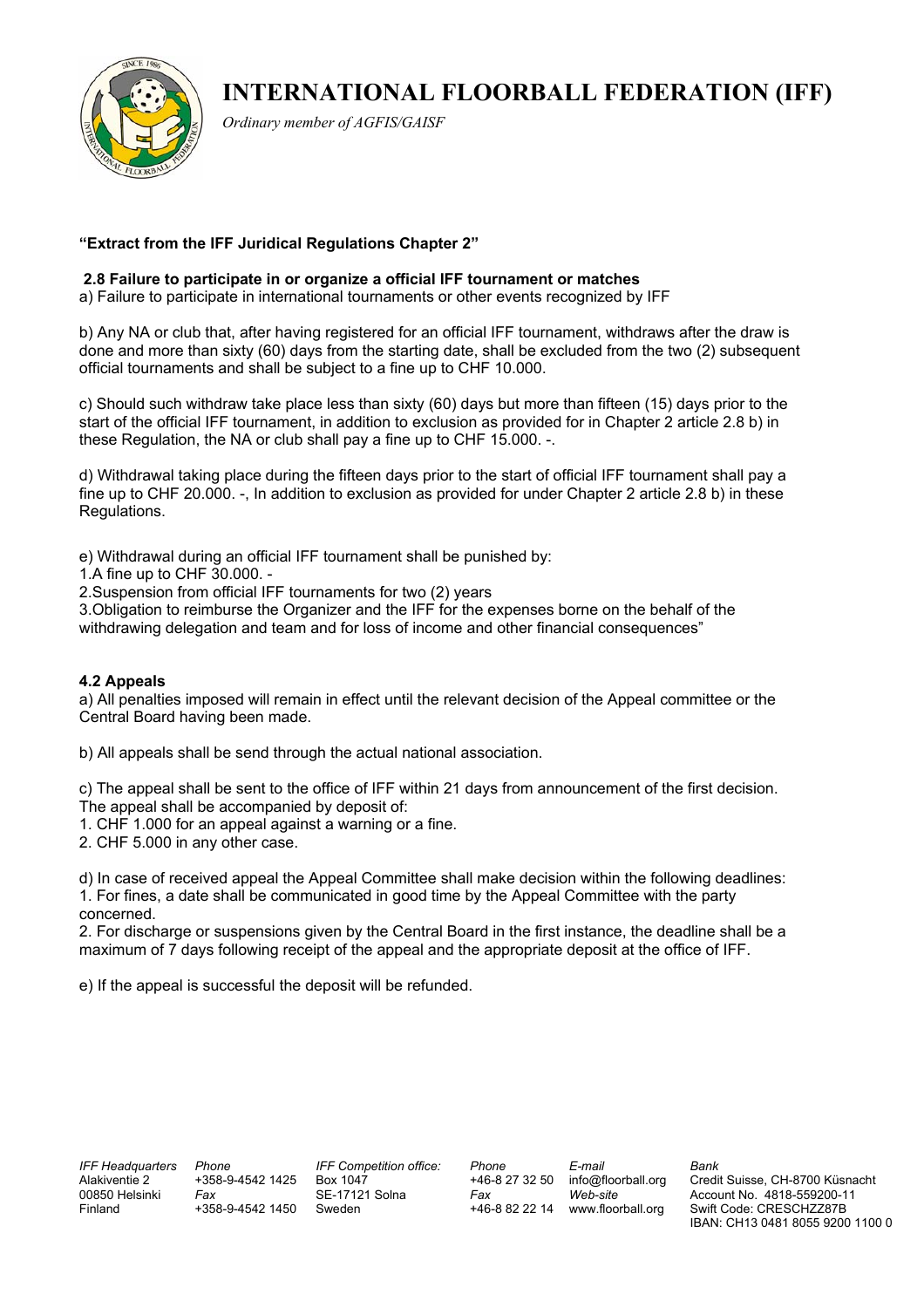# INTERNATIONAL FLOORBALL FEDERATION (IFF)

*Ordinary member of AGFIS/GAISF*

**"Extract from the IFF Juridical Regulations Chapter 2"**

**2.8 Failure to participate in or organize a official IFF tournament or matches**

a) Failure to participate in international tournaments or other events recognized by IFF

b) Any NA or club that, after having registered for an official IFF tournament, withdraws after the draw is done and more than sixty (60) days from the starting date, shall be excluded from the two (2) subsequent official tournaments and shall be subject to a fine up to CHF 10.000.

c) Should such withdraw take place less than sixty (60) days but more than fifteen (15) days prior to the start of the official IFF tournament, in addition to exclusion as provided for in Chapter 2 article 2.8 b) in these Regulation, the NA or club shall pay a fine up to CHF 15.000. -.

d) Withdrawal taking place during the fifteen days prior to the start of official IFF tournament shall pay a fine up to CHF 20.000. -, In addition to exclusion as provided for under Chapter 2 article 2.8 b) in these Regulations.

e) Withdrawal during an official IFF tournament shall be punished by:

1.A fine up to CHF 30.000. -

2.Suspension from official IFF tournaments for two (2) years

3.Obligation to reimburse the Organizer and the IFF for the expenses borne on the behalf of the withdrawing delegation and team and for loss of income and other financial consequences"

**4.2 Appeals**

a) All penalties imposed will remain in effect until the relevant decision of the Appeal committee or the Central Board having been made.

b) All appeals shall be send through the actual national association.

c) The appeal shall be sent to the office of IFF within 21 days from announcement of the first decision. The appeal shall be accompanied by deposit of:

1. CHF 1.000 for an appeal against a warning or a fine.
2. CHF 5.000 in any other case.

d) In case of received appeal the Appeal Committee shall make decision within the following deadlines:

1. For fines, a date shall be communicated in good time by the Appeal Committee with the party concerned.
2. For discharge or suspensions given by the Central Board in the first instance, the deadline shall be a maximum of 7 days following receipt of the appeal and the appropriate deposit at the office of IFF.

e) If the appeal is successful the deposit will be refunded.

| *IFF Headquarters* | *Phone* | *IFF Competition office:* | *Phone* | *E-mail* | *Bank* |
|---|---|---|---|---|---|
| Alakiventie 2 | +358-9-4542 1425 | Box 1047 | +46-8 27 32 50 | info@floorball.org | Credit Suisse, CH-8700 Küsnacht |
| 00850 Helsinki | *Fax* | SE-17121 Solna | *Fax* | *Web-site* | Account No. 4818-559200-11 |
| Finland | +358-9-4542 1450 | Sweden | +46-8 82 22 14 | www.floorball.org | Swift Code: CRESCHZZ87B |
| | | | | | IBAN: CH13 0481 8055 9200 1100 0 |